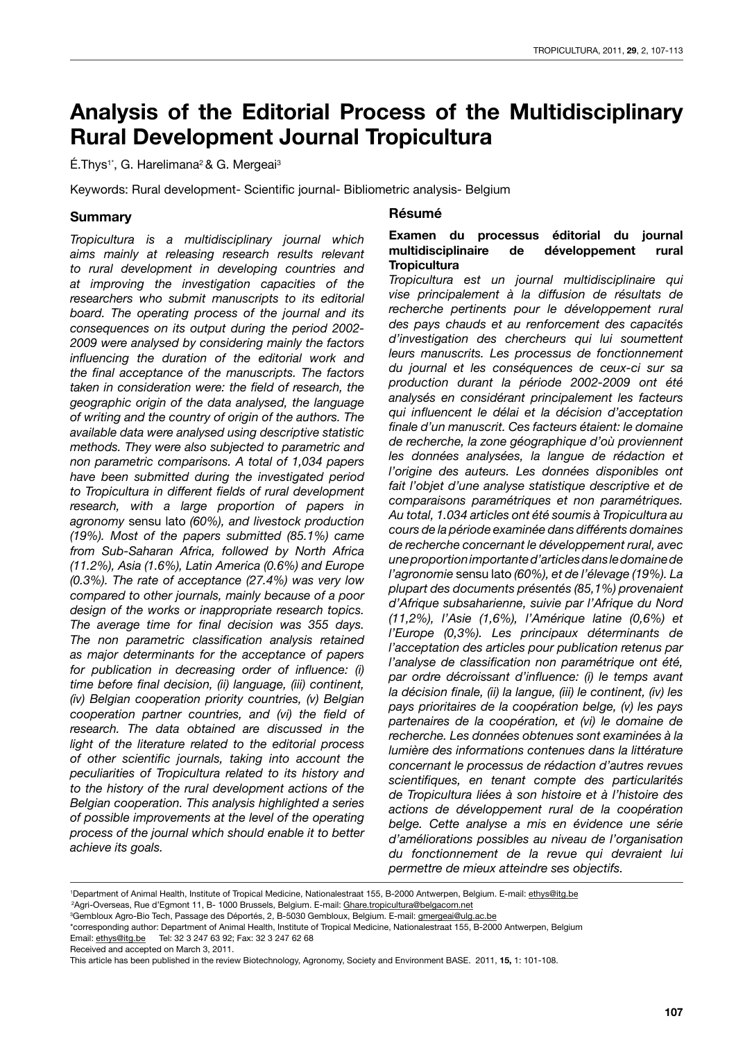# Analysis of the Editorial Process of the Multidisciplinary Rural Development Journal Tropicultura

É.Thys[1*], G. Harelimana[2] & G. Mergeai[3]

Keywords: Rural development- Scientific journal- Bibliometric analysis- Belgium

## Summary

*Tropicultura is a multidisciplinary journal which aims mainly at releasing research results relevant to rural development in developing countries and at improving the investigation capacities of the researchers who submit manuscripts to its editorial board. The operating process of the journal and its consequences on its output during the period 2002-2009 were analysed by considering mainly the factors influencing the duration of the editorial work and the final acceptance of the manuscripts. The factors taken in consideration were: the field of research, the geographic origin of the data analysed, the language of writing and the country of origin of the authors. The available data were analysed using descriptive statistic methods. They were also subjected to parametric and non parametric comparisons. A total of 1,034 papers have been submitted during the investigated period to Tropicultura in different fields of rural development research, with a large proportion of papers in agronomy* sensu lato *(60%), and livestock production (19%). Most of the papers submitted (85.1%) came from Sub-Saharan Africa, followed by North Africa (11.2%), Asia (1.6%), Latin America (0.6%) and Europe (0.3%). The rate of acceptance (27.4%) was very low compared to other journals, mainly because of a poor design of the works or inappropriate research topics. The average time for final decision was 355 days. The non parametric classification analysis retained as major determinants for the acceptance of papers for publication in decreasing order of influence: (i) time before final decision, (ii) language, (iii) continent, (iv) Belgian cooperation priority countries, (v) Belgian cooperation partner countries, and (vi) the field of research. The data obtained are discussed in the light of the literature related to the editorial process of other scientific journals, taking into account the peculiarities of Tropicultura related to its history and to the history of the rural development actions of the Belgian cooperation. This analysis highlighted a series of possible improvements at the level of the operating process of the journal which should enable it to better achieve its goals.*

## Résumé

### Examen du processus éditorial du journal multidisciplinaire de développement rural Tropicultura

*Tropicultura est un journal multidisciplinaire qui vise principalement à la diffusion de résultats de recherche pertinents pour le développement rural des pays chauds et au renforcement des capacités d'investigation des chercheurs qui lui soumettent leurs manuscrits. Les processus de fonctionnement du journal et les conséquences de ceux-ci sur sa production durant la période 2002-2009 ont été analysés en considérant principalement les facteurs qui influencent le délai et la décision d'acceptation finale d'un manuscrit. Ces facteurs étaient: le domaine de recherche, la zone géographique d'où proviennent les données analysées, la langue de rédaction et l'origine des auteurs. Les données disponibles ont fait l'objet d'une analyse statistique descriptive et de comparaisons paramétriques et non paramétriques. Au total, 1.034 articles ont été soumis à Tropicultura au cours de la période examinée dans différents domaines de recherche concernant le développement rural, avec une proportion importante d'articles dans le domaine de l'agronomie* sensu lato *(60%), et de l'élevage (19%). La plupart des documents présentés (85,1%) provenaient d'Afrique subsaharienne, suivie par l'Afrique du Nord (11,2%), l'Asie (1,6%), l'Amérique latine (0,6%) et l'Europe (0,3%). Les principaux déterminants de l'acceptation des articles pour publication retenus par l'analyse de classification non paramétrique ont été, par ordre décroissant d'influence: (i) le temps avant la décision finale, (ii) la langue, (iii) le continent, (iv) les pays prioritaires de la coopération belge, (v) les pays partenaires de la coopération, et (vi) le domaine de recherche. Les données obtenues sont examinées à la lumière des informations contenues dans la littérature concernant le processus de rédaction d'autres revues scientifiques, en tenant compte des particularités de Tropicultura liées à son histoire et à l'histoire des actions de développement rural de la coopération belge. Cette analyse a mis en évidence une série d'améliorations possibles au niveau de l'organisation du fonctionnement de la revue qui devraient lui permettre de mieux atteindre ses objectifs.*

---

[1]Department of Animal Health, Institute of Tropical Medicine, Nationalestraat 155, B-2000 Antwerpen, Belgium. E-mail: ethys@itg.be

[2]Agri-Overseas, Rue d'Egmont 11, B- 1000 Brussels, Belgium. E-mail: Ghare.tropicultura@belgacom.net

[3]Gembloux Agro-Bio Tech, Passage des Déportés, 2, B-5030 Gembloux, Belgium. E-mail: gmergeai@ulg.ac.be

*corresponding author: Department of Animal Health, Institute of Tropical Medicine, Nationalestraat 155, B-2000 Antwerpen, Belgium Email: ethys@itg.be Tel: 32 3 247 63 92; Fax: 32 3 247 62 68

Received and accepted on March 3, 2011.

This article has been published in the review Biotechnology, Agronomy, Society and Environment BASE. 2011, **15,** 1: 101-108.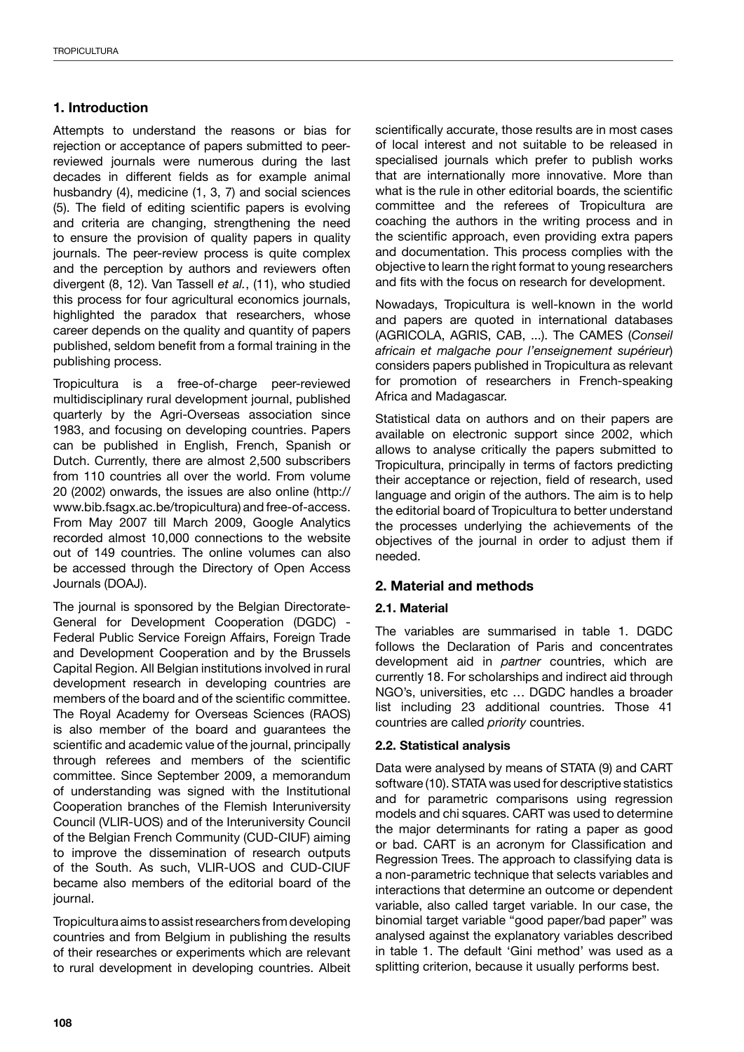## 1. Introduction

Attempts to understand the reasons or bias for rejection or acceptance of papers submitted to peer-reviewed journals were numerous during the last decades in different fields as for example animal husbandry (4), medicine (1, 3, 7) and social sciences (5). The field of editing scientific papers is evolving and criteria are changing, strengthening the need to ensure the provision of quality papers in quality journals. The peer-review process is quite complex and the perception by authors and reviewers often divergent (8, 12). Van Tassell *et al.*, (11), who studied this process for four agricultural economics journals, highlighted the paradox that researchers, whose career depends on the quality and quantity of papers published, seldom benefit from a formal training in the publishing process.

Tropicultura is a free-of-charge peer-reviewed multidisciplinary rural development journal, published quarterly by the Agri-Overseas association since 1983, and focusing on developing countries. Papers can be published in English, French, Spanish or Dutch. Currently, there are almost 2,500 subscribers from 110 countries all over the world. From volume 20 (2002) onwards, the issues are also online (http://www.bib.fsagx.ac.be/tropicultura) and free-of-access. From May 2007 till March 2009, Google Analytics recorded almost 10,000 connections to the website out of 149 countries. The online volumes can also be accessed through the Directory of Open Access Journals (DOAJ).

The journal is sponsored by the Belgian Directorate-General for Development Cooperation (DGDC) - Federal Public Service Foreign Affairs, Foreign Trade and Development Cooperation and by the Brussels Capital Region. All Belgian institutions involved in rural development research in developing countries are members of the board and of the scientific committee. The Royal Academy for Overseas Sciences (RAOS) is also member of the board and guarantees the scientific and academic value of the journal, principally through referees and members of the scientific committee. Since September 2009, a memorandum of understanding was signed with the Institutional Cooperation branches of the Flemish Interuniversity Council (VLIR-UOS) and of the Interuniversity Council of the Belgian French Community (CUD-CIUF) aiming to improve the dissemination of research outputs of the South. As such, VLIR-UOS and CUD-CIUF became also members of the editorial board of the journal.

Tropicultura aims to assist researchers from developing countries and from Belgium in publishing the results of their researches or experiments which are relevant to rural development in developing countries. Albeit scientifically accurate, those results are in most cases of local interest and not suitable to be released in specialised journals which prefer to publish works that are internationally more innovative. More than what is the rule in other editorial boards, the scientific committee and the referees of Tropicultura are coaching the authors in the writing process and in the scientific approach, even providing extra papers and documentation. This process complies with the objective to learn the right format to young researchers and fits with the focus on research for development.

Nowadays, Tropicultura is well-known in the world and papers are quoted in international databases (AGRICOLA, AGRIS, CAB, ...). The CAMES (*Conseil africain et malgache pour l'enseignement supérieur*) considers papers published in Tropicultura as relevant for promotion of researchers in French-speaking Africa and Madagascar.

Statistical data on authors and on their papers are available on electronic support since 2002, which allows to analyse critically the papers submitted to Tropicultura, principally in terms of factors predicting their acceptance or rejection, field of research, used language and origin of the authors. The aim is to help the editorial board of Tropicultura to better understand the processes underlying the achievements of the objectives of the journal in order to adjust them if needed.

## 2. Material and methods

### 2.1. Material

The variables are summarised in table 1. DGDC follows the Declaration of Paris and concentrates development aid in *partner* countries, which are currently 18. For scholarships and indirect aid through NGO's, universities, etc … DGDC handles a broader list including 23 additional countries. Those 41 countries are called *priority* countries.

### 2.2. Statistical analysis

Data were analysed by means of STATA (9) and CART software (10). STATA was used for descriptive statistics and for parametric comparisons using regression models and chi squares. CART was used to determine the major determinants for rating a paper as good or bad. CART is an acronym for Classification and Regression Trees. The approach to classifying data is a non-parametric technique that selects variables and interactions that determine an outcome or dependent variable, also called target variable. In our case, the binomial target variable "good paper/bad paper" was analysed against the explanatory variables described in table 1. The default 'Gini method' was used as a splitting criterion, because it usually performs best.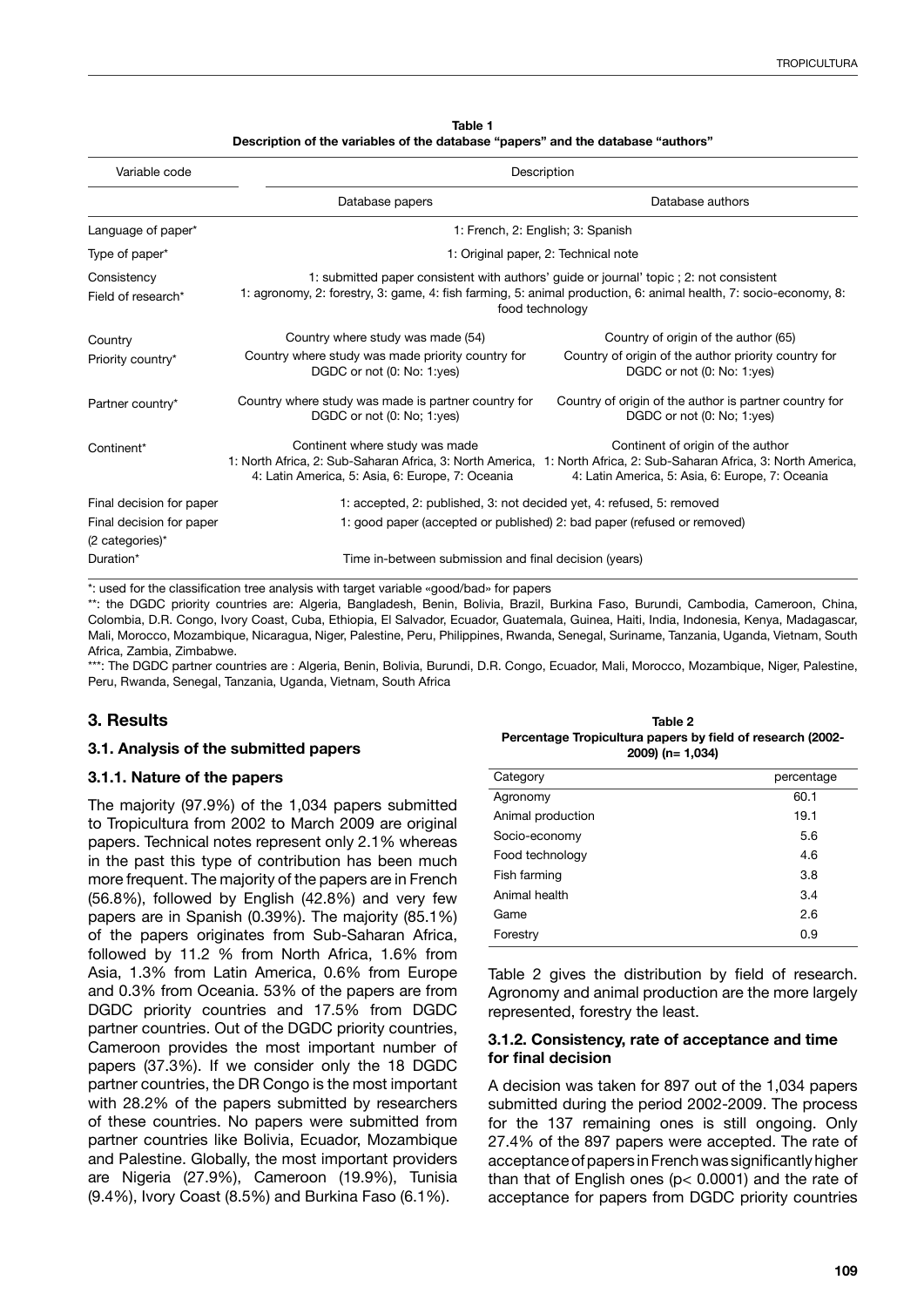**Table 1**
**Description of the variables of the database "papers" and the database "authors"**

| Variable code | Description | |
|---|---|---|
| | Database papers | Database authors |
| Language of paper* | 1: French, 2: English; 3: Spanish | |
| Type of paper* | 1: Original paper, 2: Technical note | |
| Consistency | 1: submitted paper consistent with authors' guide or journal' topic ; 2: not consistent | |
| Field of research* | 1: agronomy, 2: forestry, 3: game, 4: fish farming, 5: animal production, 6: animal health, 7: socio-economy, 8: food technology | |
| Country | Country where study was made (54) | Country of origin of the author (65) |
| Priority country* | Country where study was made priority country for DGDC or not (0: No: 1:yes) | Country of origin of the author priority country for DGDC or not (0: No; 1:yes) |
| Partner country* | Country where study was made is partner country for DGDC or not (0: No; 1:yes) | Country of origin of the author is partner country for DGDC or not (0: No; 1:yes) |
| Continent* | Continent where study was made 1: North Africa, 2: Sub-Saharan Africa, 3: North America, 4: Latin America, 5: Asia, 6: Europe, 7: Oceania | Continent of origin of the author 1: North Africa, 2: Sub-Saharan Africa, 3: North America, 4: Latin America, 5: Asia, 6: Europe, 7: Oceania |
| Final decision for paper | 1: accepted, 2: published, 3: not decided yet, 4: refused, 5: removed | |
| Final decision for paper (2 categories)* | 1: good paper (accepted or published) 2: bad paper (refused or removed) | |
| Duration* | Time in-between submission and final decision (years) | |

*: used for the classification tree analysis with target variable «good/bad» for papers

**: the DGDC priority countries are: Algeria, Bangladesh, Benin, Bolivia, Brazil, Burkina Faso, Burundi, Cambodia, Cameroon, China, Colombia, D.R. Congo, Ivory Coast, Cuba, Ethiopia, El Salvador, Ecuador, Guatemala, Guinea, Haiti, India, Indonesia, Kenya, Madagascar, Mali, Morocco, Mozambique, Nicaragua, Niger, Palestine, Peru, Philippines, Rwanda, Senegal, Suriname, Tanzania, Uganda, Vietnam, South Africa, Zambia, Zimbabwe.

***: The DGDC partner countries are : Algeria, Benin, Bolivia, Burundi, D.R. Congo, Ecuador, Mali, Morocco, Mozambique, Niger, Palestine, Peru, Rwanda, Senegal, Tanzania, Uganda, Vietnam, South Africa

## 3. Results

### 3.1. Analysis of the submitted papers

### 3.1.1. Nature of the papers

The majority (97.9%) of the 1,034 papers submitted to Tropicultura from 2002 to March 2009 are original papers. Technical notes represent only 2.1% whereas in the past this type of contribution has been much more frequent. The majority of the papers are in French (56.8%), followed by English (42.8%) and very few papers are in Spanish (0.39%). The majority (85.1%) of the papers originates from Sub-Saharan Africa, followed by 11.2 % from North Africa, 1.6% from Asia, 1.3% from Latin America, 0.6% from Europe and 0.3% from Oceania. 53% of the papers are from DGDC priority countries and 17.5% from DGDC partner countries. Out of the DGDC priority countries, Cameroon provides the most important number of papers (37.3%). If we consider only the 18 DGDC partner countries, the DR Congo is the most important with 28.2% of the papers submitted by researchers of these countries. No papers were submitted from partner countries like Bolivia, Ecuador, Mozambique and Palestine. Globally, the most important providers are Nigeria (27.9%), Cameroon (19.9%), Tunisia (9.4%), Ivory Coast (8.5%) and Burkina Faso (6.1%).

**Table 2**
**Percentage Tropicultura papers by field of research (2002-2009) (n= 1,034)**

| Category | percentage |
|---|---|
| Agronomy | 60.1 |
| Animal production | 19.1 |
| Socio-economy | 5.6 |
| Food technology | 4.6 |
| Fish farming | 3.8 |
| Animal health | 3.4 |
| Game | 2.6 |
| Forestry | 0.9 |

Table 2 gives the distribution by field of research. Agronomy and animal production are the more largely represented, forestry the least.

### 3.1.2. Consistency, rate of acceptance and time for final decision

A decision was taken for 897 out of the 1,034 papers submitted during the period 2002-2009. The process for the 137 remaining ones is still ongoing. Only 27.4% of the 897 papers were accepted. The rate of acceptance of papers in French was significantly higher than that of English ones ($p < 0.0001$) and the rate of acceptance for papers from DGDC priority countries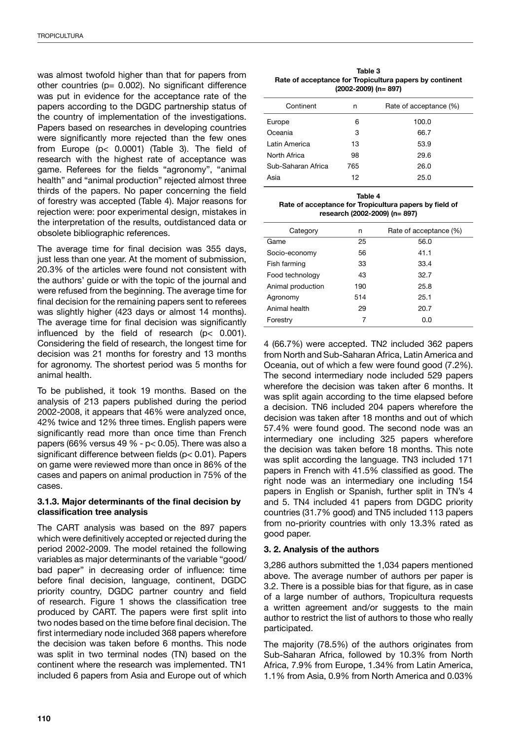was almost twofold higher than that for papers from other countries ($p = 0.002$). No significant difference was put in evidence for the acceptance rate of the papers according to the DGDC partnership status of the country of implementation of the investigations. Papers based on researches in developing countries were significantly more rejected than the few ones from Europe ($p < 0.0001$) (Table 3). The field of research with the highest rate of acceptance was game. Referees for the fields "agronomy", "animal health" and "animal production" rejected almost three thirds of the papers. No paper concerning the field of forestry was accepted (Table 4). Major reasons for rejection were: poor experimental design, mistakes in the interpretation of the results, outdistanced data or obsolete bibliographic references.

The average time for final decision was 355 days, just less than one year. At the moment of submission, 20.3% of the articles were found not consistent with the authors' guide or with the topic of the journal and were refused from the beginning. The average time for final decision for the remaining papers sent to referees was slightly higher (423 days or almost 14 months). The average time for final decision was significantly influenced by the field of research ($p < 0.001$). Considering the field of research, the longest time for decision was 21 months for forestry and 13 months for agronomy. The shortest period was 5 months for animal health.

To be published, it took 19 months. Based on the analysis of 213 papers published during the period 2002-2008, it appears that 46% were analyzed once, 42% twice and 12% three times. English papers were significantly read more than once time than French papers (66% versus 49 % - $p < 0.05$). There was also a significant difference between fields ($p < 0.01$). Papers on game were reviewed more than once in 86% of the cases and papers on animal production in 75% of the cases.

**Table 3**
**Rate of acceptance for Tropicultura papers by continent (2002-2009) (n= 897)**

| Continent | n | Rate of acceptance (%) |
|---|---|---|
| Europe | 6 | 100.0 |
| Oceania | 3 | 66.7 |
| Latin America | 13 | 53.9 |
| North Africa | 98 | 29.6 |
| Sub-Saharan Africa | 765 | 26.0 |
| Asia | 12 | 25.0 |

**Table 4**
**Rate of acceptance for Tropicultura papers by field of research (2002-2009) (n= 897)**

| Category | n | Rate of acceptance (%) |
|---|---|---|
| Game | 25 | 56.0 |
| Socio-economy | 56 | 41.1 |
| Fish farming | 33 | 33.4 |
| Food technology | 43 | 32.7 |
| Animal production | 190 | 25.8 |
| Agronomy | 514 | 25.1 |
| Animal health | 29 | 20.7 |
| Forestry | 7 | 0.0 |

### 3.1.3. Major determinants of the final decision by classification tree analysis

The CART analysis was based on the 897 papers which were definitively accepted or rejected during the period 2002-2009. The model retained the following variables as major determinants of the variable "good/ bad paper" in decreasing order of influence: time before final decision, language, continent, DGDC priority country, DGDC partner country and field of research. Figure 1 shows the classification tree produced by CART. The papers were first split into two nodes based on the time before final decision. The first intermediary node included 368 papers wherefore the decision was taken before 6 months. This node was split in two terminal nodes (TN) based on the continent where the research was implemented. TN1 included 6 papers from Asia and Europe out of which 4 (66.7%) were accepted. TN2 included 362 papers from North and Sub-Saharan Africa, Latin America and Oceania, out of which a few were found good (7.2%). The second intermediary node included 529 papers wherefore the decision was taken after 6 months. It was split again according to the time elapsed before a decision. TN6 included 204 papers wherefore the decision was taken after 18 months and out of which 57.4% were found good. The second node was an intermediary one including 325 papers wherefore the decision was taken before 18 months. This note was split according the language. TN3 included 171 papers in French with 41.5% classified as good. The right node was an intermediary one including 154 papers in English or Spanish, further split in TN's 4 and 5. TN4 included 41 papers from DGDC priority countries (31.7% good) and TN5 included 113 papers from no-priority countries with only 13.3% rated as good paper.

### 3. 2. Analysis of the authors

3,286 authors submitted the 1,034 papers mentioned above. The average number of authors per paper is 3.2. There is a possible bias for that figure, as in case of a large number of authors, Tropicultura requests a written agreement and/or suggests to the main author to restrict the list of authors to those who really participated.

The majority (78.5%) of the authors originates from Sub-Saharan Africa, followed by 10.3% from North Africa, 7.9% from Europe, 1.34% from Latin America, 1.1% from Asia, 0.9% from North America and 0.03%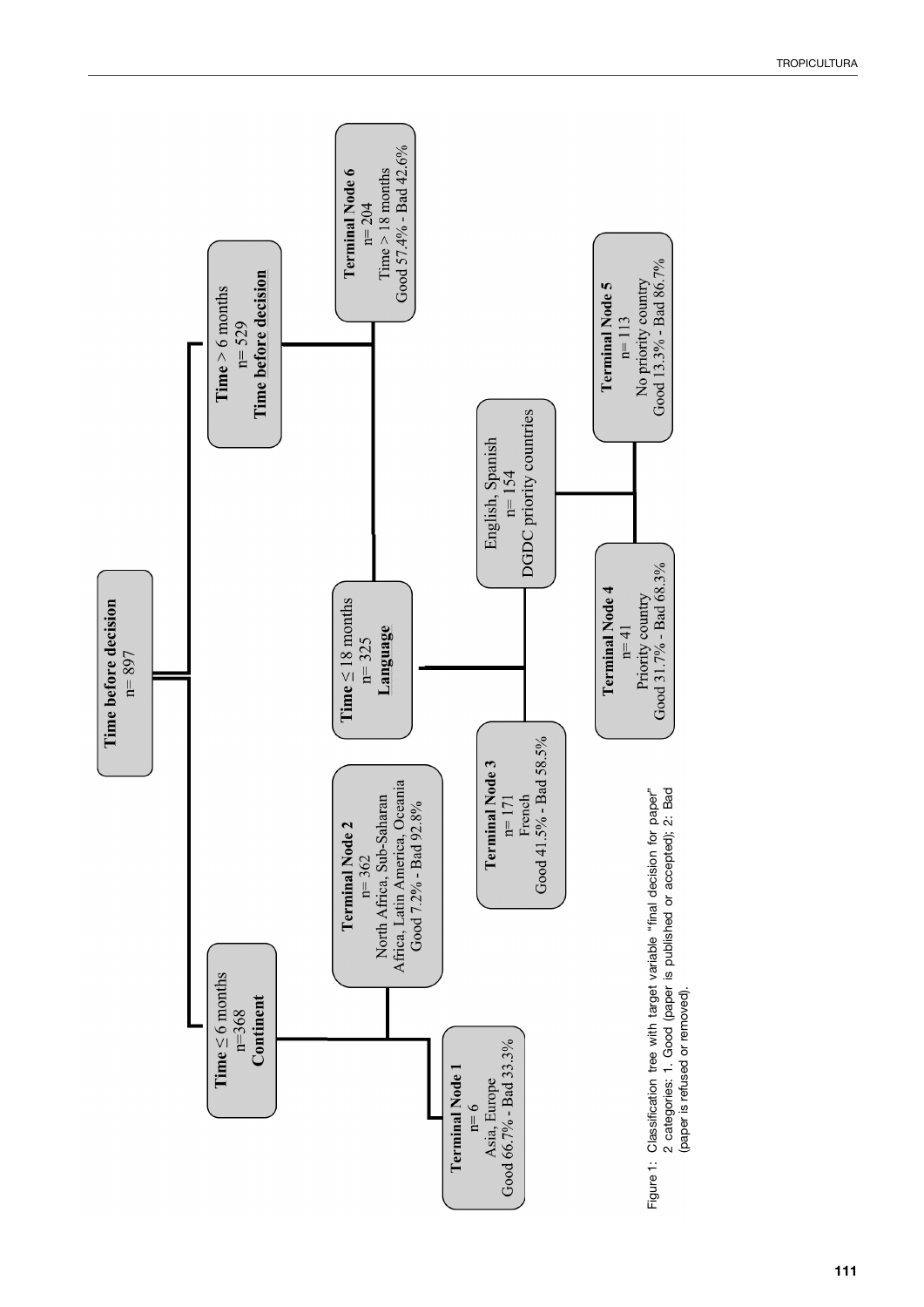Time before decision
n= 897

Time ≤ 6 months
n=368
**Continent**

Time > 6 months
n= 529
**Time before decision**

**Terminal Node 1**
n= 6
Asia, Europe
Good 66.7% - Bad 33.3%

**Terminal Node 2**
n= 362
North Africa, Sub-Saharan Africa, Latin America, Oceania
Good 7.2% - Bad 92.8%

Time ≤ 18 months
n= 325
**Language**

**Terminal Node 6**
n= 204
Time > 18 months
Good 57.4% - Bad 42.6%

**Terminal Node 3**
n= 171
French
Good 41.5% - Bad 58.5%

English, Spanish
n= 154
DGDC priority countries

**Terminal Node 4**
n= 41
Priority country
Good 31.7% - Bad 68.3%

**Terminal Node 5**
n= 113
No priority country
Good 13.3% - Bad 86.7%

Figure 1: Classification tree with target variable "final decision for paper" 2 categories: 1. Good (paper is published or accepted); 2: Bad (paper is refused or removed).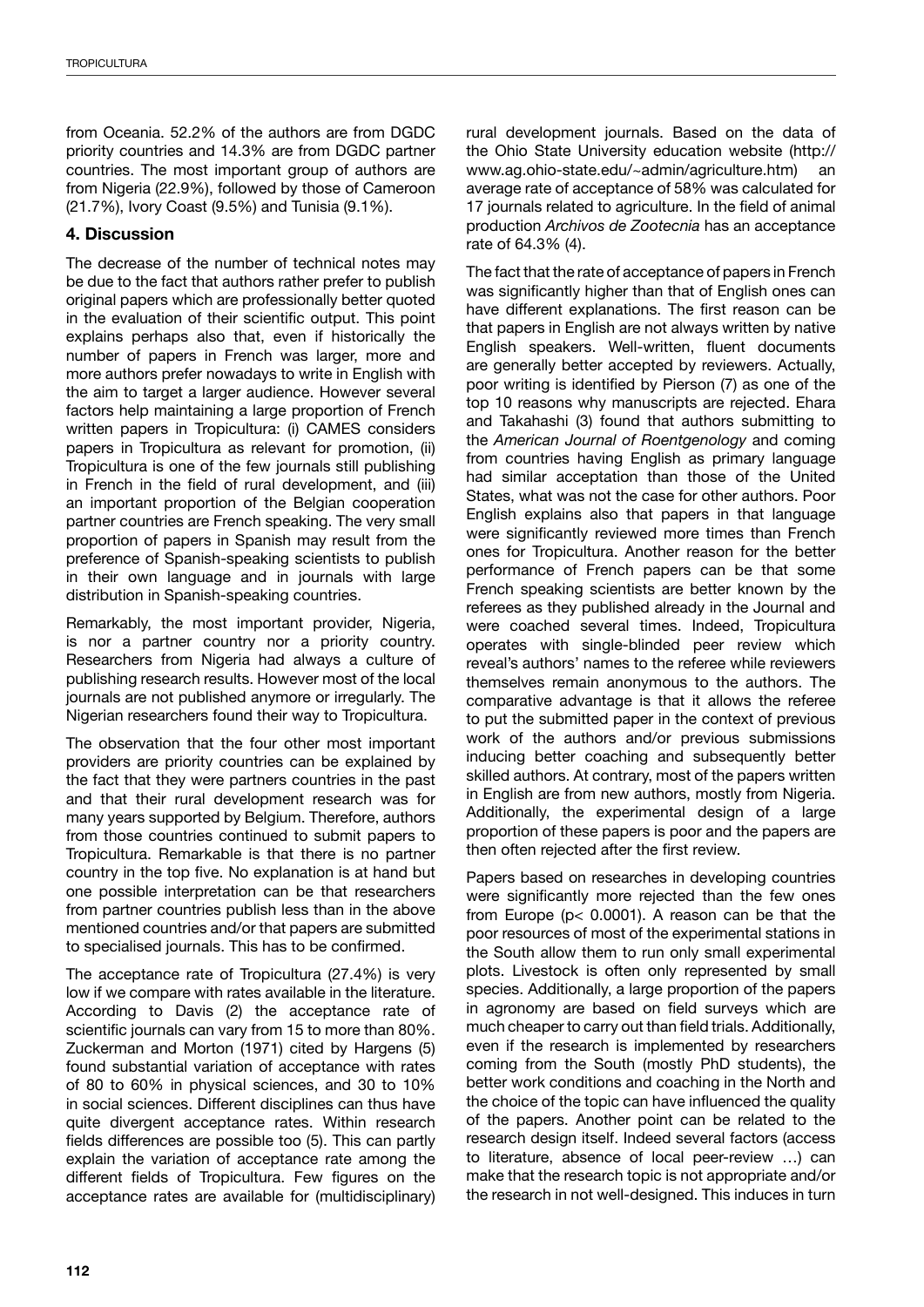from Oceania. 52.2% of the authors are from DGDC priority countries and 14.3% are from DGDC partner countries. The most important group of authors are from Nigeria (22.9%), followed by those of Cameroon (21.7%), Ivory Coast (9.5%) and Tunisia (9.1%).

## 4. Discussion

The decrease of the number of technical notes may be due to the fact that authors rather prefer to publish original papers which are professionally better quoted in the evaluation of their scientific output. This point explains perhaps also that, even if historically the number of papers in French was larger, more and more authors prefer nowadays to write in English with the aim to target a larger audience. However several factors help maintaining a large proportion of French written papers in Tropicultura: (i) CAMES considers papers in Tropicultura as relevant for promotion, (ii) Tropicultura is one of the few journals still publishing in French in the field of rural development, and (iii) an important proportion of the Belgian cooperation partner countries are French speaking. The very small proportion of papers in Spanish may result from the preference of Spanish-speaking scientists to publish in their own language and in journals with large distribution in Spanish-speaking countries.

Remarkably, the most important provider, Nigeria, is nor a partner country nor a priority country. Researchers from Nigeria had always a culture of publishing research results. However most of the local journals are not published anymore or irregularly. The Nigerian researchers found their way to Tropicultura.

The observation that the four other most important providers are priority countries can be explained by the fact that they were partners countries in the past and that their rural development research was for many years supported by Belgium. Therefore, authors from those countries continued to submit papers to Tropicultura. Remarkable is that there is no partner country in the top five. No explanation is at hand but one possible interpretation can be that researchers from partner countries publish less than in the above mentioned countries and/or that papers are submitted to specialised journals. This has to be confirmed.

The acceptance rate of Tropicultura (27.4%) is very low if we compare with rates available in the literature. According to Davis (2) the acceptance rate of scientific journals can vary from 15 to more than 80%. Zuckerman and Morton (1971) cited by Hargens (5) found substantial variation of acceptance with rates of 80 to 60% in physical sciences, and 30 to 10% in social sciences. Different disciplines can thus have quite divergent acceptance rates. Within research fields differences are possible too (5). This can partly explain the variation of acceptance rate among the different fields of Tropicultura. Few figures on the acceptance rates are available for (multidisciplinary) rural development journals. Based on the data of the Ohio State University education website (http://www.ag.ohio-state.edu/~admin/agriculture.htm) an average rate of acceptance of 58% was calculated for 17 journals related to agriculture. In the field of animal production *Archivos de Zootecnia* has an acceptance rate of 64.3% (4).

The fact that the rate of acceptance of papers in French was significantly higher than that of English ones can have different explanations. The first reason can be that papers in English are not always written by native English speakers. Well-written, fluent documents are generally better accepted by reviewers. Actually, poor writing is identified by Pierson (7) as one of the top 10 reasons why manuscripts are rejected. Ehara and Takahashi (3) found that authors submitting to the *American Journal of Roentgenology* and coming from countries having English as primary language had similar acceptation than those of the United States, what was not the case for other authors. Poor English explains also that papers in that language were significantly reviewed more times than French ones for Tropicultura. Another reason for the better performance of French papers can be that some French speaking scientists are better known by the referees as they published already in the Journal and were coached several times. Indeed, Tropicultura operates with single-blinded peer review which reveal's authors' names to the referee while reviewers themselves remain anonymous to the authors. The comparative advantage is that it allows the referee to put the submitted paper in the context of previous work of the authors and/or previous submissions inducing better coaching and subsequently better skilled authors. At contrary, most of the papers written in English are from new authors, mostly from Nigeria. Additionally, the experimental design of a large proportion of these papers is poor and the papers are then often rejected after the first review.

Papers based on researches in developing countries were significantly more rejected than the few ones from Europe ($p < 0.0001$). A reason can be that the poor resources of most of the experimental stations in the South allow them to run only small experimental plots. Livestock is often only represented by small species. Additionally, a large proportion of the papers in agronomy are based on field surveys which are much cheaper to carry out than field trials. Additionally, even if the research is implemented by researchers coming from the South (mostly PhD students), the better work conditions and coaching in the North and the choice of the topic can have influenced the quality of the papers. Another point can be related to the research design itself. Indeed several factors (access to literature, absence of local peer-review …) can make that the research topic is not appropriate and/or the research in not well-designed. This induces in turn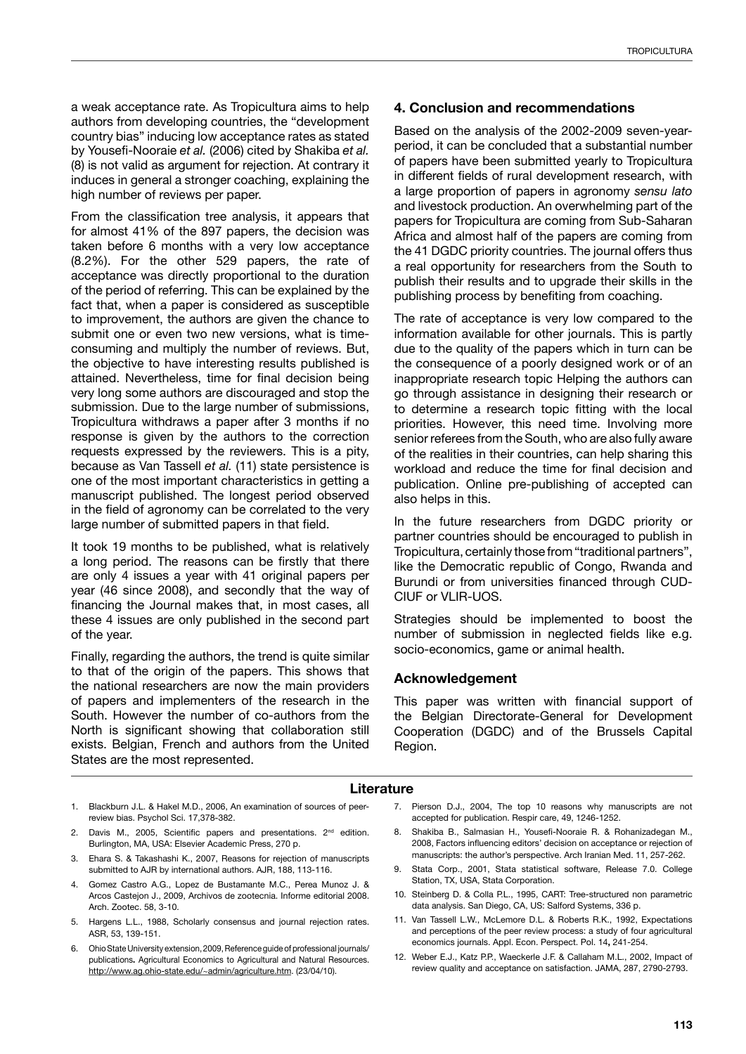a weak acceptance rate. As Tropicultura aims to help authors from developing countries, the "development country bias" inducing low acceptance rates as stated by Yousefi-Nooraie *et al.* (2006) cited by Shakiba *et al.* (8) is not valid as argument for rejection. At contrary it induces in general a stronger coaching, explaining the high number of reviews per paper.

From the classification tree analysis, it appears that for almost 41% of the 897 papers, the decision was taken before 6 months with a very low acceptance (8.2%). For the other 529 papers, the rate of acceptance was directly proportional to the duration of the period of referring. This can be explained by the fact that, when a paper is considered as susceptible to improvement, the authors are given the chance to submit one or even two new versions, what is time-consuming and multiply the number of reviews. But, the objective to have interesting results published is attained. Nevertheless, time for final decision being very long some authors are discouraged and stop the submission. Due to the large number of submissions, Tropicultura withdraws a paper after 3 months if no response is given by the authors to the correction requests expressed by the reviewers. This is a pity, because as Van Tassell *et al.* (11) state persistence is one of the most important characteristics in getting a manuscript published. The longest period observed in the field of agronomy can be correlated to the very large number of submitted papers in that field.

It took 19 months to be published, what is relatively a long period. The reasons can be firstly that there are only 4 issues a year with 41 original papers per year (46 since 2008), and secondly that the way of financing the Journal makes that, in most cases, all these 4 issues are only published in the second part of the year.

Finally, regarding the authors, the trend is quite similar to that of the origin of the papers. This shows that the national researchers are now the main providers of papers and implementers of the research in the South. However the number of co-authors from the North is significant showing that collaboration still exists. Belgian, French and authors from the United States are the most represented.

## 4. Conclusion and recommendations

Based on the analysis of the 2002-2009 seven-year-period, it can be concluded that a substantial number of papers have been submitted yearly to Tropicultura in different fields of rural development research, with a large proportion of papers in agronomy *sensu lato* and livestock production. An overwhelming part of the papers for Tropicultura are coming from Sub-Saharan Africa and almost half of the papers are coming from the 41 DGDC priority countries. The journal offers thus a real opportunity for researchers from the South to publish their results and to upgrade their skills in the publishing process by benefiting from coaching.

The rate of acceptance is very low compared to the information available for other journals. This is partly due to the quality of the papers which in turn can be the consequence of a poorly designed work or of an inappropriate research topic Helping the authors can go through assistance in designing their research or to determine a research topic fitting with the local priorities. However, this need time. Involving more senior referees from the South, who are also fully aware of the realities in their countries, can help sharing this workload and reduce the time for final decision and publication. Online pre-publishing of accepted can also helps in this.

In the future researchers from DGDC priority or partner countries should be encouraged to publish in Tropicultura, certainly those from "traditional partners", like the Democratic republic of Congo, Rwanda and Burundi or from universities financed through CUD-CIUF or VLIR-UOS.

Strategies should be implemented to boost the number of submission in neglected fields like e.g. socio-economics, game or animal health.

## Acknowledgement

This paper was written with financial support of the Belgian Directorate-General for Development Cooperation (DGDC) and of the Brussels Capital Region.

## Literature

1. Blackburn J.L. & Hakel M.D., 2006, An examination of sources of peer-review bias. Psychol Sci. 17,378-382.
2. Davis M., 2005, Scientific papers and presentations. 2nd edition. Burlington, MA, USA: Elsevier Academic Press, 270 p.
3. Ehara S. & Takashashi K., 2007, Reasons for rejection of manuscripts submitted to AJR by international authors. AJR, 188, 113-116.
4. Gomez Castro A.G., Lopez de Bustamante M.C., Perea Munoz J. & Arcos Castejon J., 2009, Archivos de zootecnia. Informe editorial 2008. Arch. Zootec. 58, 3-10.
5. Hargens L.L., 1988, Scholarly consensus and journal rejection rates. ASR, 53, 139-151.
6. Ohio State University extension, 2009, Reference guide of professional journals/ publications**.** Agricultural Economics to Agricultural and Natural Resources. http://www.ag.ohio-state.edu/~admin/agriculture.htm. (23/04/10).
7. Pierson D.J., 2004, The top 10 reasons why manuscripts are not accepted for publication. Respir care, 49, 1246-1252.
8. Shakiba B., Salmasian H., Yousefi-Nooraie R. & Rohanizadegan M., 2008, Factors influencing editors' decision on acceptance or rejection of manuscripts: the author's perspective. Arch Iranian Med. 11, 257-262.
9. Stata Corp., 2001, Stata statistical software, Release 7.0. College Station, TX, USA, Stata Corporation.
10. Steinberg D. & Colla P.L., 1995, CART: Tree-structured non parametric data analysis. San Diego, CA, US: Salford Systems, 336 p.
11. Van Tassell L.W., McLemore D.L. & Roberts R.K., 1992, Expectations and perceptions of the peer review process: a study of four agricultural economics journals. Appl. Econ. Perspect. Pol. 14**,** 241-254.
12. Weber E.J., Katz P.P., Waeckerle J.F. & Callaham M.L., 2002, Impact of review quality and acceptance on satisfaction. JAMA, 287, 2790-2793.